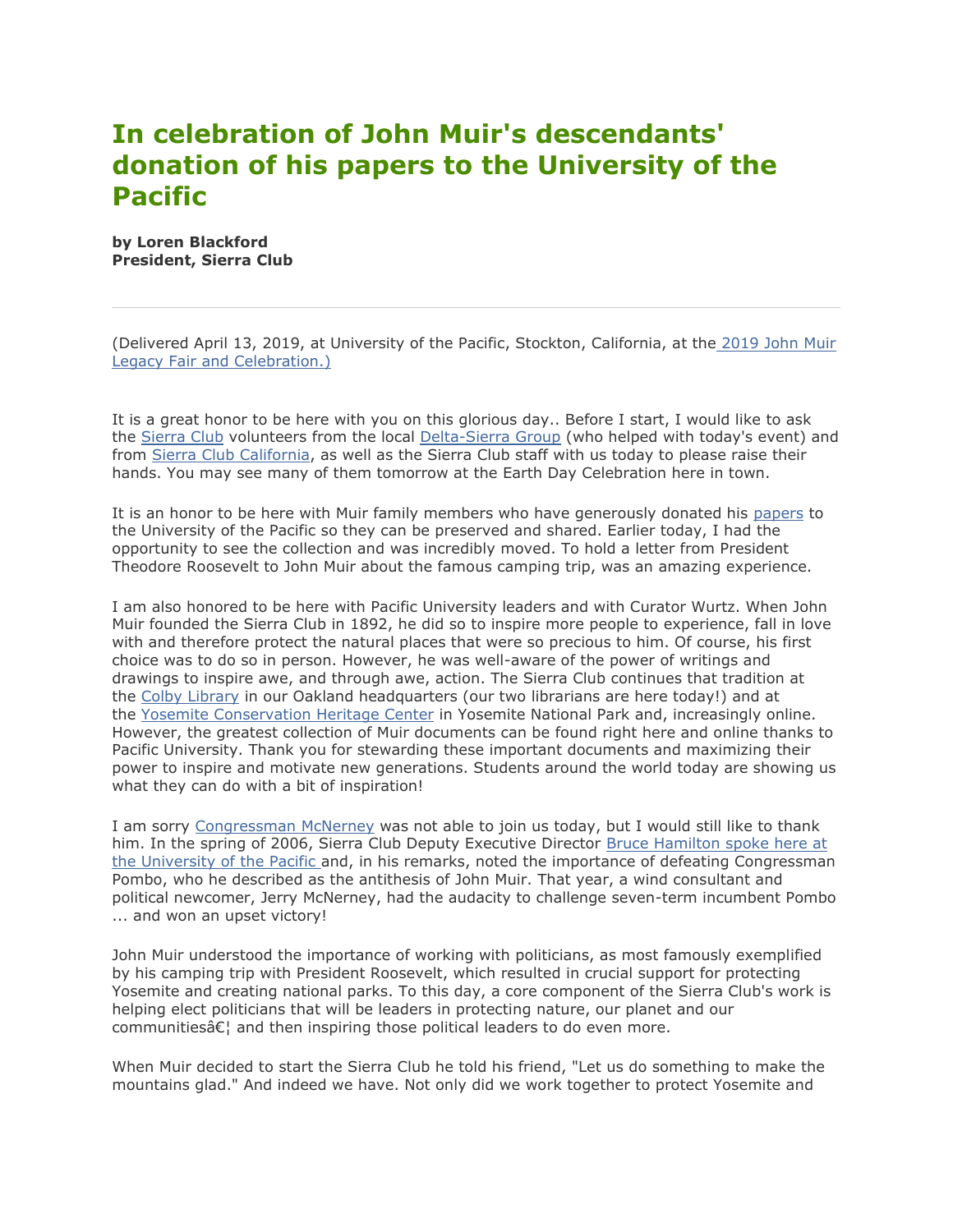# In celebration of John Muir's descendants' donation of his papers to the University of the Pacific

**by Loren Blackford**
**President, Sierra Club**

---

(Delivered April 13, 2019, at University of the Pacific, Stockton, California, at the 2019 John Muir Legacy Fair and Celebration.)

It is a great honor to be here with you on this glorious day.. Before I start, I would like to ask the Sierra Club volunteers from the local Delta-Sierra Group (who helped with today's event) and from Sierra Club California, as well as the Sierra Club staff with us today to please raise their hands. You may see many of them tomorrow at the Earth Day Celebration here in town.

It is an honor to be here with Muir family members who have generously donated his papers to the University of the Pacific so they can be preserved and shared. Earlier today, I had the opportunity to see the collection and was incredibly moved. To hold a letter from President Theodore Roosevelt to John Muir about the famous camping trip, was an amazing experience.

I am also honored to be here with Pacific University leaders and with Curator Wurtz. When John Muir founded the Sierra Club in 1892, he did so to inspire more people to experience, fall in love with and therefore protect the natural places that were so precious to him. Of course, his first choice was to do so in person. However, he was well-aware of the power of writings and drawings to inspire awe, and through awe, action. The Sierra Club continues that tradition at the Colby Library in our Oakland headquarters (our two librarians are here today!) and at the Yosemite Conservation Heritage Center in Yosemite National Park and, increasingly online. However, the greatest collection of Muir documents can be found right here and online thanks to Pacific University. Thank you for stewarding these important documents and maximizing their power to inspire and motivate new generations. Students around the world today are showing us what they can do with a bit of inspiration!

I am sorry Congressman McNerney was not able to join us today, but I would still like to thank him. In the spring of 2006, Sierra Club Deputy Executive Director Bruce Hamilton spoke here at the University of the Pacific and, in his remarks, noted the importance of defeating Congressman Pombo, who he described as the antithesis of John Muir. That year, a wind consultant and political newcomer, Jerry McNerney, had the audacity to challenge seven-term incumbent Pombo ... and won an upset victory!

John Muir understood the importance of working with politicians, as most famously exemplified by his camping trip with President Roosevelt, which resulted in crucial support for protecting Yosemite and creating national parks. To this day, a core component of the Sierra Club's work is helping elect politicians that will be leaders in protecting nature, our planet and our communitiesâ€¦ and then inspiring those political leaders to do even more.

When Muir decided to start the Sierra Club he told his friend, "Let us do something to make the mountains glad." And indeed we have. Not only did we work together to protect Yosemite and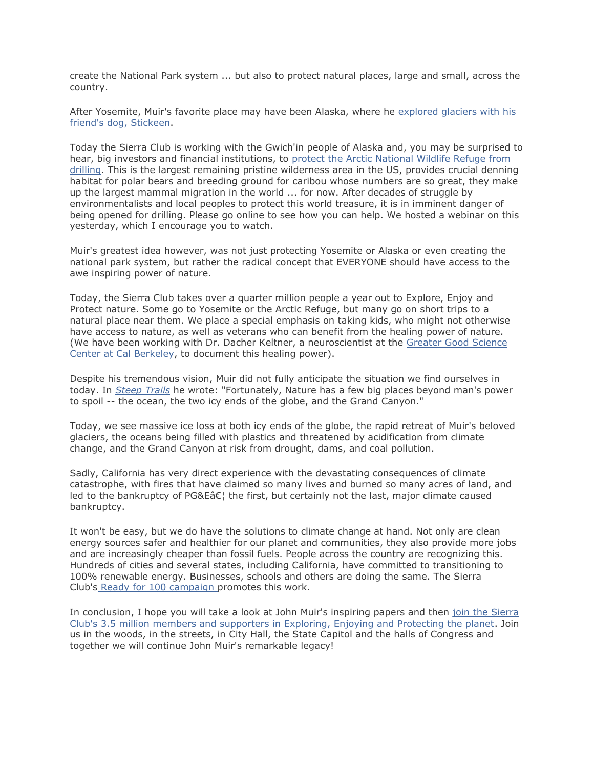create the National Park system ... but also to protect natural places, large and small, across the country.

After Yosemite, Muir's favorite place may have been Alaska, where he explored glaciers with his friend's dog, Stickeen.

Today the Sierra Club is working with the Gwich'in people of Alaska and, you may be surprised to hear, big investors and financial institutions, to protect the Arctic National Wildlife Refuge from drilling. This is the largest remaining pristine wilderness area in the US, provides crucial denning habitat for polar bears and breeding ground for caribou whose numbers are so great, they make up the largest mammal migration in the world ... for now. After decades of struggle by environmentalists and local peoples to protect this world treasure, it is in imminent danger of being opened for drilling. Please go online to see how you can help. We hosted a webinar on this yesterday, which I encourage you to watch.

Muir's greatest idea however, was not just protecting Yosemite or Alaska or even creating the national park system, but rather the radical concept that EVERYONE should have access to the awe inspiring power of nature.

Today, the Sierra Club takes over a quarter million people a year out to Explore, Enjoy and Protect nature. Some go to Yosemite or the Arctic Refuge, but many go on short trips to a natural place near them. We place a special emphasis on taking kids, who might not otherwise have access to nature, as well as veterans who can benefit from the healing power of nature. (We have been working with Dr. Dacher Keltner, a neuroscientist at the Greater Good Science Center at Cal Berkeley, to document this healing power).

Despite his tremendous vision, Muir did not fully anticipate the situation we find ourselves in today. In *Steep Trails* he wrote: "Fortunately, Nature has a few big places beyond man's power to spoil -- the ocean, the two icy ends of the globe, and the Grand Canyon."

Today, we see massive ice loss at both icy ends of the globe, the rapid retreat of Muir's beloved glaciers, the oceans being filled with plastics and threatened by acidification from climate change, and the Grand Canyon at risk from drought, dams, and coal pollution.

Sadly, California has very direct experience with the devastating consequences of climate catastrophe, with fires that have claimed so many lives and burned so many acres of land, and led to the bankruptcy of PG&Eâ€¦ the first, but certainly not the last, major climate caused bankruptcy.

It won't be easy, but we do have the solutions to climate change at hand. Not only are clean energy sources safer and healthier for our planet and communities, they also provide more jobs and are increasingly cheaper than fossil fuels. People across the country are recognizing this. Hundreds of cities and several states, including California, have committed to transitioning to 100% renewable energy. Businesses, schools and others are doing the same. The Sierra Club's Ready for 100 campaign promotes this work.

In conclusion, I hope you will take a look at John Muir's inspiring papers and then join the Sierra Club's 3.5 million members and supporters in Exploring, Enjoying and Protecting the planet. Join us in the woods, in the streets, in City Hall, the State Capitol and the halls of Congress and together we will continue John Muir's remarkable legacy!